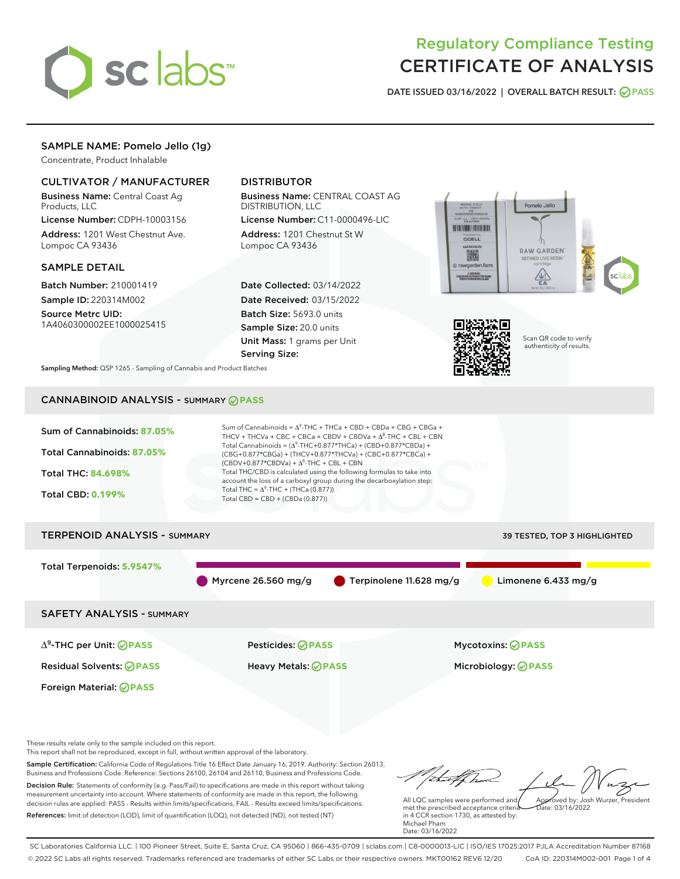# Regulatory Compliance Testing
# CERTIFICATE OF ANALYSIS

DATE ISSUED 03/16/2022 | OVERALL BATCH RESULT: PASS

## SAMPLE NAME: Pomelo Jello (1g)

Concentrate, Product Inhalable

### CULTIVATOR / MANUFACTURER

**Business Name:** Central Coast Ag Products, LLC

**License Number:** CDPH-10003156

**Address:** 1201 West Chestnut Ave. Lompoc CA 93436

### DISTRIBUTOR

**Business Name:** CENTRAL COAST AG DISTRIBUTION, LLC

**License Number:** C11-0000496-LIC

**Address:** 1201 Chestnut St W Lompoc CA 93436

### SAMPLE DETAIL

**Batch Number:** 210001419

**Sample ID:** 220314M002

**Source Metrc UID:** 1A4060300002EE1000025415

**Date Collected:** 03/14/2022

**Date Received:** 03/15/2022

**Batch Size:** 5693.0 units

**Sample Size:** 20.0 units

**Unit Mass:** 1 grams per Unit

**Serving Size:**

Scan QR code to verify authenticity of results.

**Sampling Method:** QSP 1265 - Sampling of Cannabis and Product Batches

## CANNABINOID ANALYSIS - SUMMARY PASS

Sum of Cannabinoids: **87.05%**

Total Cannabinoids: **87.05%**

Total THC: **84.698%**

Total CBD: **0.199%**

Sum of Cannabinoids = $\Delta^9$-THC + THCa + CBD + CBDa + CBG + CBGa + THCV + THCVa + CBC + CBCa + CBDV + CBDVa + $\Delta^8$-THC + CBL + CBN

Total Cannabinoids = ($\Delta^9$-THC+0.877*THCa) + (CBD+0.877*CBDa) + (CBG+0.877*CBGa) + (THCV+0.877*THCVa) + (CBC+0.877*CBCa) + (CBDV+0.877*CBDVa) + $\Delta^8$-THC + CBL + CBN

Total THC/CBD is calculated using the following formulas to take into account the loss of a carboxyl group during the decarboxylation step:

Total THC = $\Delta^9$-THC + (THCa (0.877))

Total CBD = CBD + (CBDa (0.877))

## TERPENOID ANALYSIS - SUMMARY

39 TESTED, TOP 3 HIGHLIGHTED

Total Terpenoids: **5.9547%**

Myrcene 26.560 mg/g | Terpinolene 11.628 mg/g | Limonene 6.433 mg/g

## SAFETY ANALYSIS - SUMMARY

| | | |
|---|---|---|
| $\Delta^9$-THC per Unit: PASS | Pesticides: PASS | Mycotoxins: PASS |
| Residual Solvents: PASS | Heavy Metals: PASS | Microbiology: PASS |
| Foreign Material: PASS | | |

These results relate only to the sample included on this report.
This report shall not be reproduced, except in full, without written approval of the laboratory.

**Sample Certification:** California Code of Regulations Title 16 Effect Date January 16, 2019. Authority: Section 26013, Business and Professions Code. Reference: Sections 26100, 26104 and 26110, Business and Professions Code.

**Decision Rule:** Statements of conformity (e.g. Pass/Fail) to specifications are made in this report without taking measurement uncertainty into account. Where statements of conformity are made in this report, the following decision rules are applied: PASS - Results within limits/specifications, FAIL - Results exceed limits/specifications.

**References:** limit of detection (LOD), limit of quantification (LOQ), not detected (ND), not tested (NT)

All LQC samples were performed and met the prescribed acceptance criteria in 4 CCR section 1730, as attested by: Michael Pham
Date: 03/16/2022

Approved by: Josh Wurzer, President
Date: 03/16/2022

SC Laboratories California LLC. | 100 Pioneer Street, Suite E, Santa Cruz, CA 95060 | 866-435-0709 | sclabs.com | C8-0000013-LIC | ISO/IES 17025:2017 PJLA Accreditation Number 87168
© 2022 SC Labs all rights reserved. Trademarks referenced are trademarks of either SC Labs or their respective owners. MKT00162 REV6 12/20 CoA ID: 220314M002-001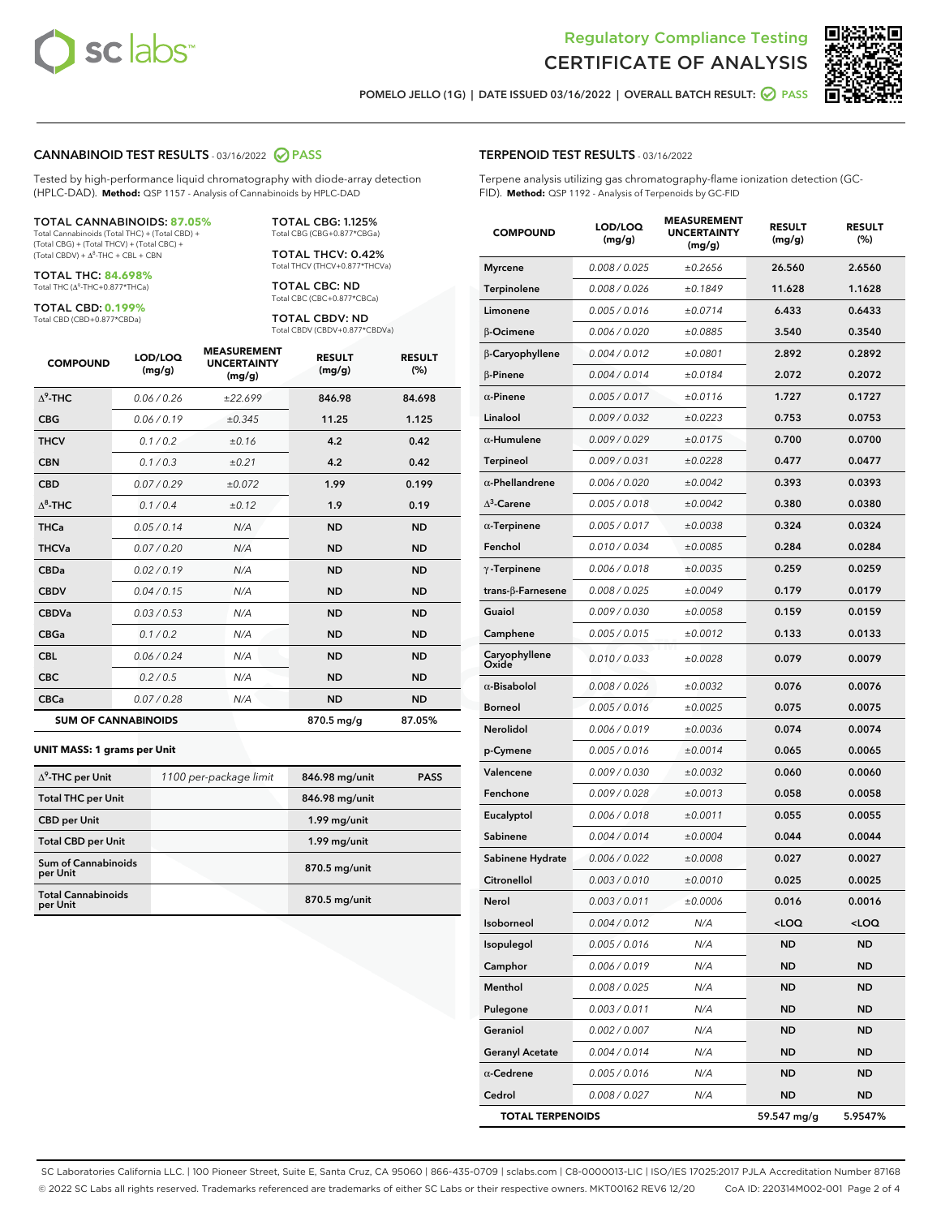Regulatory Compliance Testing

# CERTIFICATE OF ANALYSIS

POMELO JELLO (1G) | DATE ISSUED 03/16/2022 | OVERALL BATCH RESULT: PASS

## CANNABINOID TEST RESULTS - 03/16/2022 PASS

Tested by high-performance liquid chromatography with diode-array detection (HPLC-DAD). **Method:** QSP 1157 - Analysis of Cannabinoids by HPLC-DAD

**TOTAL CANNABINOIDS: 87.05%**
Total Cannabinoids (Total THC) + (Total CBD) + (Total CBG) + (Total THCV) + (Total CBC) + (Total CBDV) + $\Delta^8$-THC + CBL + CBN

**TOTAL THC: 84.698%**
Total THC ($\Delta^9$-THC+0.877*THCa)

**TOTAL CBD: 0.199%**
Total CBD (CBD+0.877*CBDa)

**TOTAL CBG: 1.125%**
Total CBG (CBG+0.877*CBGa)

**TOTAL THCV: 0.42%**
Total THCV (THCV+0.877*THCVa)

**TOTAL CBC: ND**
Total CBC (CBC+0.877*CBCa)

**TOTAL CBDV: ND**
Total CBDV (CBDV+0.877*CBDVa)

| COMPOUND | LOD/LOQ (mg/g) | MEASUREMENT UNCERTAINTY (mg/g) | RESULT (mg/g) | RESULT (%) |
|---|---|---|---|---|
| $\Delta^9$-THC | 0.06 / 0.26 | ±22.699 | 846.98 | 84.698 |
| CBG | 0.06 / 0.19 | ±0.345 | 11.25 | 1.125 |
| THCV | 0.1 / 0.2 | ±0.16 | 4.2 | 0.42 |
| CBN | 0.1 / 0.3 | ±0.21 | 4.2 | 0.42 |
| CBD | 0.07 / 0.29 | ±0.072 | 1.99 | 0.199 |
| $\Delta^8$-THC | 0.1 / 0.4 | ±0.12 | 1.9 | 0.19 |
| THCa | 0.05 / 0.14 | N/A | ND | ND |
| THCVa | 0.07 / 0.20 | N/A | ND | ND |
| CBDa | 0.02 / 0.19 | N/A | ND | ND |
| CBDV | 0.04 / 0.15 | N/A | ND | ND |
| CBDVa | 0.03 / 0.53 | N/A | ND | ND |
| CBGa | 0.1 / 0.2 | N/A | ND | ND |
| CBL | 0.06 / 0.24 | N/A | ND | ND |
| CBC | 0.2 / 0.5 | N/A | ND | ND |
| CBCa | 0.07 / 0.28 | N/A | ND | ND |
| **SUM OF CANNABINOIDS** | | | 870.5 mg/g | 87.05% |

**UNIT MASS: 1 grams per Unit**

| | | | |
|---|---|---|---|
| $\Delta^9$-THC per Unit | 1100 per-package limit | 846.98 mg/unit | PASS |
| Total THC per Unit | | 846.98 mg/unit | |
| CBD per Unit | | 1.99 mg/unit | |
| Total CBD per Unit | | 1.99 mg/unit | |
| Sum of Cannabinoids per Unit | | 870.5 mg/unit | |
| Total Cannabinoids per Unit | | 870.5 mg/unit | |

## TERPENOID TEST RESULTS - 03/16/2022

Terpene analysis utilizing gas chromatography-flame ionization detection (GC-FID). **Method:** QSP 1192 - Analysis of Terpenoids by GC-FID

| COMPOUND | LOD/LOQ (mg/g) | MEASUREMENT UNCERTAINTY (mg/g) | RESULT (mg/g) | RESULT (%) |
|---|---|---|---|---|
| Myrcene | 0.008 / 0.025 | ±0.2656 | 26.560 | 2.6560 |
| Terpinolene | 0.008 / 0.026 | ±0.1849 | 11.628 | 1.1628 |
| Limonene | 0.005 / 0.016 | ±0.0714 | 6.433 | 0.6433 |
| β-Ocimene | 0.006 / 0.020 | ±0.0885 | 3.540 | 0.3540 |
| β-Caryophyllene | 0.004 / 0.012 | ±0.0801 | 2.892 | 0.2892 |
| β-Pinene | 0.004 / 0.014 | ±0.0184 | 2.072 | 0.2072 |
| α-Pinene | 0.005 / 0.017 | ±0.0116 | 1.727 | 0.1727 |
| Linalool | 0.009 / 0.032 | ±0.0223 | 0.753 | 0.0753 |
| α-Humulene | 0.009 / 0.029 | ±0.0175 | 0.700 | 0.0700 |
| Terpineol | 0.009 / 0.031 | ±0.0228 | 0.477 | 0.0477 |
| α-Phellandrene | 0.006 / 0.020 | ±0.0042 | 0.393 | 0.0393 |
| $\Delta^3$-Carene | 0.005 / 0.018 | ±0.0042 | 0.380 | 0.0380 |
| α-Terpinene | 0.005 / 0.017 | ±0.0038 | 0.324 | 0.0324 |
| Fenchol | 0.010 / 0.034 | ±0.0085 | 0.284 | 0.0284 |
| γ-Terpinene | 0.006 / 0.018 | ±0.0035 | 0.259 | 0.0259 |
| trans-β-Farnesene | 0.008 / 0.025 | ±0.0049 | 0.179 | 0.0179 |
| Guaiol | 0.009 / 0.030 | ±0.0058 | 0.159 | 0.0159 |
| Camphene | 0.005 / 0.015 | ±0.0012 | 0.133 | 0.0133 |
| Caryophyllene Oxide | 0.010 / 0.033 | ±0.0028 | 0.079 | 0.0079 |
| α-Bisabolol | 0.008 / 0.026 | ±0.0032 | 0.076 | 0.0076 |
| Borneol | 0.005 / 0.016 | ±0.0025 | 0.075 | 0.0075 |
| Nerolidol | 0.006 / 0.019 | ±0.0036 | 0.074 | 0.0074 |
| p-Cymene | 0.005 / 0.016 | ±0.0014 | 0.065 | 0.0065 |
| Valencene | 0.009 / 0.030 | ±0.0032 | 0.060 | 0.0060 |
| Fenchone | 0.009 / 0.028 | ±0.0013 | 0.058 | 0.0058 |
| Eucalyptol | 0.006 / 0.018 | ±0.0011 | 0.055 | 0.0055 |
| Sabinene | 0.004 / 0.014 | ±0.0004 | 0.044 | 0.0044 |
| Sabinene Hydrate | 0.006 / 0.022 | ±0.0008 | 0.027 | 0.0027 |
| Citronellol | 0.003 / 0.010 | ±0.0010 | 0.025 | 0.0025 |
| Nerol | 0.003 / 0.011 | ±0.0006 | 0.016 | 0.0016 |
| Isoborneol | 0.004 / 0.012 | N/A | <LOQ | <LOQ |
| Isopulegol | 0.005 / 0.016 | N/A | ND | ND |
| Camphor | 0.006 / 0.019 | N/A | ND | ND |
| Menthol | 0.008 / 0.025 | N/A | ND | ND |
| Pulegone | 0.003 / 0.011 | N/A | ND | ND |
| Geraniol | 0.002 / 0.007 | N/A | ND | ND |
| Geranyl Acetate | 0.004 / 0.014 | N/A | ND | ND |
| α-Cedrene | 0.005 / 0.016 | N/A | ND | ND |
| Cedrol | 0.008 / 0.027 | N/A | ND | ND |
| **TOTAL TERPENOIDS** | | | 59.547 mg/g | 5.9547% |

SC Laboratories California LLC. | 100 Pioneer Street, Suite E, Santa Cruz, CA 95060 | 866-435-0709 | sclabs.com | C8-0000013-LIC | ISO/IES 17025:2017 PJLA Accreditation Number 87168
© 2022 SC Labs all rights reserved. Trademarks referenced are trademarks of either SC Labs or their respective owners. MKT00162 REV6 12/20 CoA ID: 220314M002-001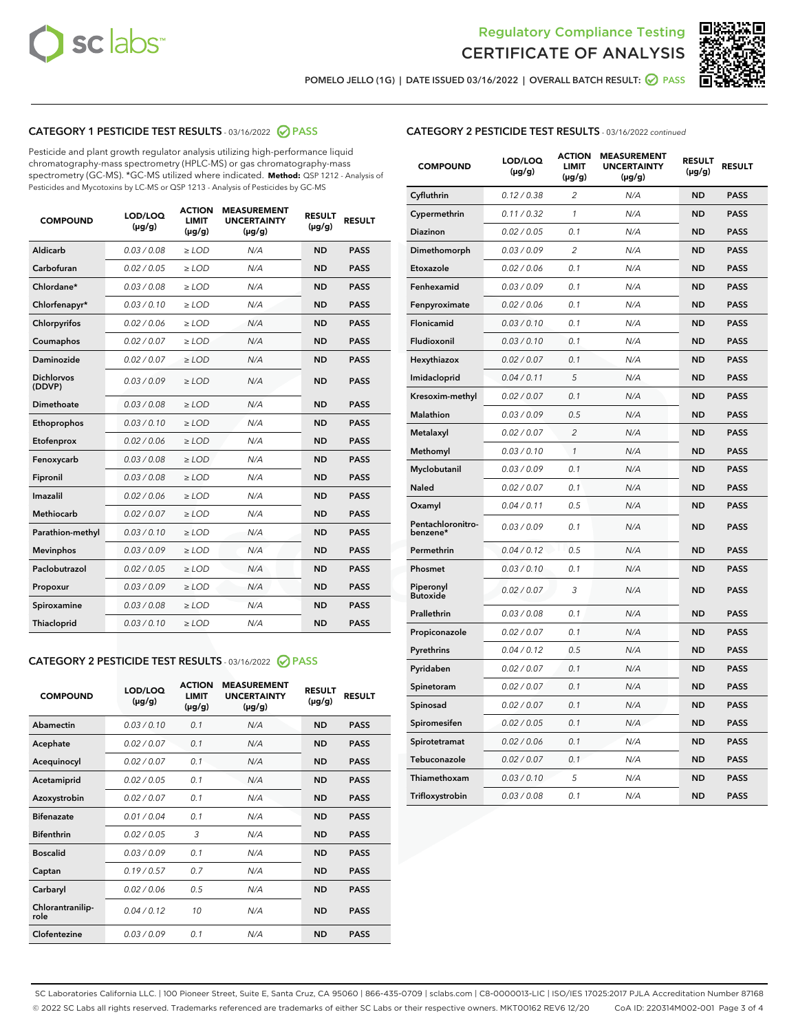POMELO JELLO (1G) | DATE ISSUED 03/16/2022 | OVERALL BATCH RESULT: PASS

## CATEGORY 1 PESTICIDE TEST RESULTS - 03/16/2022 PASS

Pesticide and plant growth regulator analysis utilizing high-performance liquid chromatography-mass spectrometry (HPLC-MS) or gas chromatography-mass spectrometry (GC-MS). *GC-MS utilized where indicated. **Method:** QSP 1212 - Analysis of Pesticides and Mycotoxins by LC-MS or QSP 1213 - Analysis of Pesticides by GC-MS

| COMPOUND | LOD/LOQ (µg/g) | ACTION LIMIT (µg/g) | MEASUREMENT UNCERTAINTY (µg/g) | RESULT (µg/g) | RESULT |
|---|---|---|---|---|---|
| Aldicarb | 0.03 / 0.08 | ≥ LOD | N/A | ND | PASS |
| Carbofuran | 0.02 / 0.05 | ≥ LOD | N/A | ND | PASS |
| Chlordane* | 0.03 / 0.08 | ≥ LOD | N/A | ND | PASS |
| Chlorfenapyr* | 0.03 / 0.10 | ≥ LOD | N/A | ND | PASS |
| Chlorpyrifos | 0.02 / 0.06 | ≥ LOD | N/A | ND | PASS |
| Coumaphos | 0.02 / 0.07 | ≥ LOD | N/A | ND | PASS |
| Daminozide | 0.02 / 0.07 | ≥ LOD | N/A | ND | PASS |
| Dichlorvos (DDVP) | 0.03 / 0.09 | ≥ LOD | N/A | ND | PASS |
| Dimethoate | 0.03 / 0.08 | ≥ LOD | N/A | ND | PASS |
| Ethoprophos | 0.03 / 0.10 | ≥ LOD | N/A | ND | PASS |
| Etofenprox | 0.02 / 0.06 | ≥ LOD | N/A | ND | PASS |
| Fenoxycarb | 0.03 / 0.08 | ≥ LOD | N/A | ND | PASS |
| Fipronil | 0.03 / 0.08 | ≥ LOD | N/A | ND | PASS |
| Imazalil | 0.02 / 0.06 | ≥ LOD | N/A | ND | PASS |
| Methiocarb | 0.02 / 0.07 | ≥ LOD | N/A | ND | PASS |
| Parathion-methyl | 0.03 / 0.10 | ≥ LOD | N/A | ND | PASS |
| Mevinphos | 0.03 / 0.09 | ≥ LOD | N/A | ND | PASS |
| Paclobutrazol | 0.02 / 0.05 | ≥ LOD | N/A | ND | PASS |
| Propoxur | 0.03 / 0.09 | ≥ LOD | N/A | ND | PASS |
| Spiroxamine | 0.03 / 0.08 | ≥ LOD | N/A | ND | PASS |
| Thiacloprid | 0.03 / 0.10 | ≥ LOD | N/A | ND | PASS |

## CATEGORY 2 PESTICIDE TEST RESULTS - 03/16/2022 PASS

| COMPOUND | LOD/LOQ (µg/g) | ACTION LIMIT (µg/g) | MEASUREMENT UNCERTAINTY (µg/g) | RESULT (µg/g) | RESULT |
|---|---|---|---|---|---|
| Abamectin | 0.03 / 0.10 | 0.1 | N/A | ND | PASS |
| Acephate | 0.02 / 0.07 | 0.1 | N/A | ND | PASS |
| Acequinocyl | 0.02 / 0.07 | 0.1 | N/A | ND | PASS |
| Acetamiprid | 0.02 / 0.05 | 0.1 | N/A | ND | PASS |
| Azoxystrobin | 0.02 / 0.07 | 0.1 | N/A | ND | PASS |
| Bifenazate | 0.01 / 0.04 | 0.1 | N/A | ND | PASS |
| Bifenthrin | 0.02 / 0.05 | 3 | N/A | ND | PASS |
| Boscalid | 0.03 / 0.09 | 0.1 | N/A | ND | PASS |
| Captan | 0.19 / 0.57 | 0.7 | N/A | ND | PASS |
| Carbaryl | 0.02 / 0.06 | 0.5 | N/A | ND | PASS |
| Chlorantraniliprole | 0.04 / 0.12 | 10 | N/A | ND | PASS |
| Clofentezine | 0.03 / 0.09 | 0.1 | N/A | ND | PASS |
| Cyfluthrin | 0.12 / 0.38 | 2 | N/A | ND | PASS |
| Cypermethrin | 0.11 / 0.32 | 1 | N/A | ND | PASS |
| Diazinon | 0.02 / 0.05 | 0.1 | N/A | ND | PASS |
| Dimethomorph | 0.03 / 0.09 | 2 | N/A | ND | PASS |
| Etoxazole | 0.02 / 0.06 | 0.1 | N/A | ND | PASS |
| Fenhexamid | 0.03 / 0.09 | 0.1 | N/A | ND | PASS |
| Fenpyroximate | 0.02 / 0.06 | 0.1 | N/A | ND | PASS |
| Flonicamid | 0.03 / 0.10 | 0.1 | N/A | ND | PASS |
| Fludioxonil | 0.03 / 0.10 | 0.1 | N/A | ND | PASS |
| Hexythiazox | 0.02 / 0.07 | 0.1 | N/A | ND | PASS |
| Imidacloprid | 0.04 / 0.11 | 5 | N/A | ND | PASS |
| Kresoxim-methyl | 0.02 / 0.07 | 0.1 | N/A | ND | PASS |
| Malathion | 0.03 / 0.09 | 0.5 | N/A | ND | PASS |
| Metalaxyl | 0.02 / 0.07 | 2 | N/A | ND | PASS |
| Methomyl | 0.03 / 0.10 | 1 | N/A | ND | PASS |
| Myclobutanil | 0.03 / 0.09 | 0.1 | N/A | ND | PASS |
| Naled | 0.02 / 0.07 | 0.1 | N/A | ND | PASS |
| Oxamyl | 0.04 / 0.11 | 0.5 | N/A | ND | PASS |
| Pentachloronitrobenzene* | 0.03 / 0.09 | 0.1 | N/A | ND | PASS |
| Permethrin | 0.04 / 0.12 | 0.5 | N/A | ND | PASS |
| Phosmet | 0.03 / 0.10 | 0.1 | N/A | ND | PASS |
| Piperonyl Butoxide | 0.02 / 0.07 | 3 | N/A | ND | PASS |
| Prallethrin | 0.03 / 0.08 | 0.1 | N/A | ND | PASS |
| Propiconazole | 0.02 / 0.07 | 0.1 | N/A | ND | PASS |
| Pyrethrins | 0.04 / 0.12 | 0.5 | N/A | ND | PASS |
| Pyridaben | 0.02 / 0.07 | 0.1 | N/A | ND | PASS |
| Spinetoram | 0.02 / 0.07 | 0.1 | N/A | ND | PASS |
| Spinosad | 0.02 / 0.07 | 0.1 | N/A | ND | PASS |
| Spiromesifen | 0.02 / 0.05 | 0.1 | N/A | ND | PASS |
| Spirotetramat | 0.02 / 0.06 | 0.1 | N/A | ND | PASS |
| Tebuconazole | 0.02 / 0.07 | 0.1 | N/A | ND | PASS |
| Thiamethoxam | 0.03 / 0.10 | 5 | N/A | ND | PASS |
| Trifloxystrobin | 0.03 / 0.08 | 0.1 | N/A | ND | PASS |

SC Laboratories California LLC. | 100 Pioneer Street, Suite E, Santa Cruz, CA 95060 | 866-435-0709 | sclabs.com | C8-0000013-LIC | ISO/IES 17025:2017 PJLA Accreditation Number 87168
© 2022 SC Labs all rights reserved. Trademarks referenced are trademarks of either SC Labs or their respective owners. MKT00162 REV6 12/20 CoA ID: 220314M002-001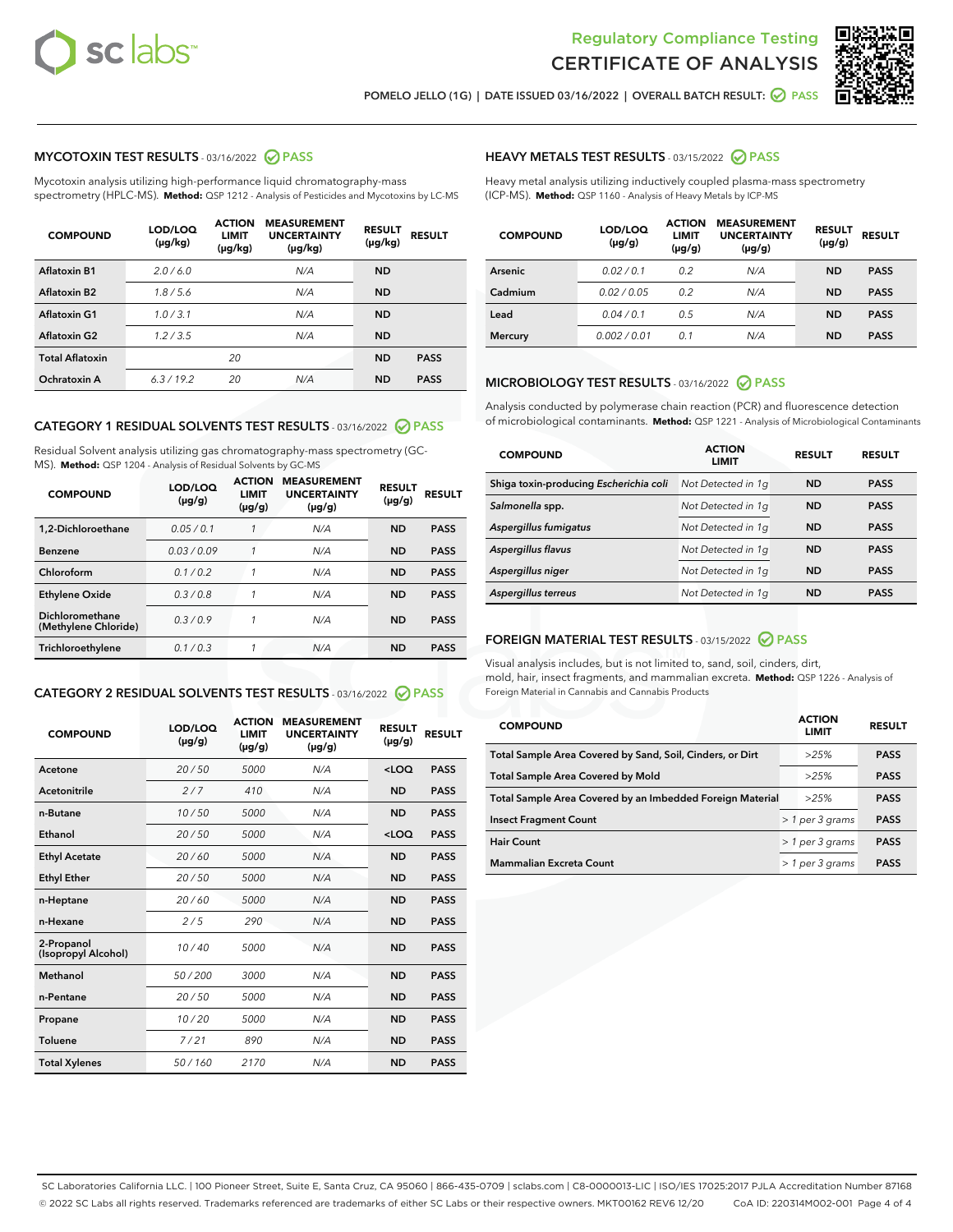Regulatory Compliance Testing
# CERTIFICATE OF ANALYSIS

POMELO JELLO (1G) | DATE ISSUED 03/16/2022 | OVERALL BATCH RESULT: PASS

## MYCOTOXIN TEST RESULTS - 03/16/2022 PASS

Mycotoxin analysis utilizing high-performance liquid chromatography-mass spectrometry (HPLC-MS). **Method:** QSP 1212 - Analysis of Pesticides and Mycotoxins by LC-MS

| COMPOUND | LOD/LOQ (μg/kg) | ACTION LIMIT (μg/kg) | MEASUREMENT UNCERTAINTY (μg/kg) | RESULT (μg/kg) | RESULT |
|---|---|---|---|---|---|
| Aflatoxin B1 | 2.0 / 6.0 | | N/A | ND | |
| Aflatoxin B2 | 1.8 / 5.6 | | N/A | ND | |
| Aflatoxin G1 | 1.0 / 3.1 | | N/A | ND | |
| Aflatoxin G2 | 1.2 / 3.5 | | N/A | ND | |
| Total Aflatoxin | | 20 | | ND | PASS |
| Ochratoxin A | 6.3 / 19.2 | 20 | N/A | ND | PASS |

## CATEGORY 1 RESIDUAL SOLVENTS TEST RESULTS - 03/16/2022 PASS

Residual Solvent analysis utilizing gas chromatography-mass spectrometry (GC-MS). **Method:** QSP 1204 - Analysis of Residual Solvents by GC-MS

| COMPOUND | LOD/LOQ (μg/g) | ACTION LIMIT (μg/g) | MEASUREMENT UNCERTAINTY (μg/g) | RESULT (μg/g) | RESULT |
|---|---|---|---|---|---|
| 1,2-Dichloroethane | 0.05 / 0.1 | 1 | N/A | ND | PASS |
| Benzene | 0.03 / 0.09 | 1 | N/A | ND | PASS |
| Chloroform | 0.1 / 0.2 | 1 | N/A | ND | PASS |
| Ethylene Oxide | 0.3 / 0.8 | 1 | N/A | ND | PASS |
| Dichloromethane (Methylene Chloride) | 0.3 / 0.9 | 1 | N/A | ND | PASS |
| Trichloroethylene | 0.1 / 0.3 | 1 | N/A | ND | PASS |

## CATEGORY 2 RESIDUAL SOLVENTS TEST RESULTS - 03/16/2022 PASS

| COMPOUND | LOD/LOQ (μg/g) | ACTION LIMIT (μg/g) | MEASUREMENT UNCERTAINTY (μg/g) | RESULT (μg/g) | RESULT |
|---|---|---|---|---|---|
| Acetone | 20 / 50 | 5000 | N/A | <LOQ | PASS |
| Acetonitrile | 2 / 7 | 410 | N/A | ND | PASS |
| n-Butane | 10 / 50 | 5000 | N/A | ND | PASS |
| Ethanol | 20 / 50 | 5000 | N/A | <LOQ | PASS |
| Ethyl Acetate | 20 / 60 | 5000 | N/A | ND | PASS |
| Ethyl Ether | 20 / 50 | 5000 | N/A | ND | PASS |
| n-Heptane | 20 / 60 | 5000 | N/A | ND | PASS |
| n-Hexane | 2 / 5 | 290 | N/A | ND | PASS |
| 2-Propanol (Isopropyl Alcohol) | 10 / 40 | 5000 | N/A | ND | PASS |
| Methanol | 50 / 200 | 3000 | N/A | ND | PASS |
| n-Pentane | 20 / 50 | 5000 | N/A | ND | PASS |
| Propane | 10 / 20 | 5000 | N/A | ND | PASS |
| Toluene | 7 / 21 | 890 | N/A | ND | PASS |
| Total Xylenes | 50 / 160 | 2170 | N/A | ND | PASS |

## HEAVY METALS TEST RESULTS - 03/15/2022 PASS

Heavy metal analysis utilizing inductively coupled plasma-mass spectrometry (ICP-MS). **Method:** QSP 1160 - Analysis of Heavy Metals by ICP-MS

| COMPOUND | LOD/LOQ (μg/g) | ACTION LIMIT (μg/g) | MEASUREMENT UNCERTAINTY (μg/g) | RESULT (μg/g) | RESULT |
|---|---|---|---|---|---|
| Arsenic | 0.02 / 0.1 | 0.2 | N/A | ND | PASS |
| Cadmium | 0.02 / 0.05 | 0.2 | N/A | ND | PASS |
| Lead | 0.04 / 0.1 | 0.5 | N/A | ND | PASS |
| Mercury | 0.002 / 0.01 | 0.1 | N/A | ND | PASS |

## MICROBIOLOGY TEST RESULTS - 03/16/2022 PASS

Analysis conducted by polymerase chain reaction (PCR) and fluorescence detection of microbiological contaminants. **Method:** QSP 1221 - Analysis of Microbiological Contaminants

| COMPOUND | ACTION LIMIT | RESULT | RESULT |
|---|---|---|---|
| Shiga toxin-producing *Escherichia coli* | Not Detected in 1g | ND | PASS |
| *Salmonella* spp. | Not Detected in 1g | ND | PASS |
| *Aspergillus fumigatus* | Not Detected in 1g | ND | PASS |
| *Aspergillus flavus* | Not Detected in 1g | ND | PASS |
| *Aspergillus niger* | Not Detected in 1g | ND | PASS |
| *Aspergillus terreus* | Not Detected in 1g | ND | PASS |

## FOREIGN MATERIAL TEST RESULTS - 03/15/2022 PASS

Visual analysis includes, but is not limited to, sand, soil, cinders, dirt, mold, hair, insect fragments, and mammalian excreta. **Method:** QSP 1226 - Analysis of Foreign Material in Cannabis and Cannabis Products

| COMPOUND | ACTION LIMIT | RESULT |
|---|---|---|
| Total Sample Area Covered by Sand, Soil, Cinders, or Dirt | >25% | PASS |
| Total Sample Area Covered by Mold | >25% | PASS |
| Total Sample Area Covered by an Imbedded Foreign Material | >25% | PASS |
| Insect Fragment Count | > 1 per 3 grams | PASS |
| Hair Count | > 1 per 3 grams | PASS |
| Mammalian Excreta Count | > 1 per 3 grams | PASS |

SC Laboratories California LLC. | 100 Pioneer Street, Suite E, Santa Cruz, CA 95060 | 866-435-0709 | sclabs.com | C8-0000013-LIC | ISO/IES 17025:2017 PJLA Accreditation Number 87168
© 2022 SC Labs all rights reserved. Trademarks referenced are trademarks of either SC Labs or their respective owners. MKT00162 REV6 12/20 CoA ID: 220314M002-001